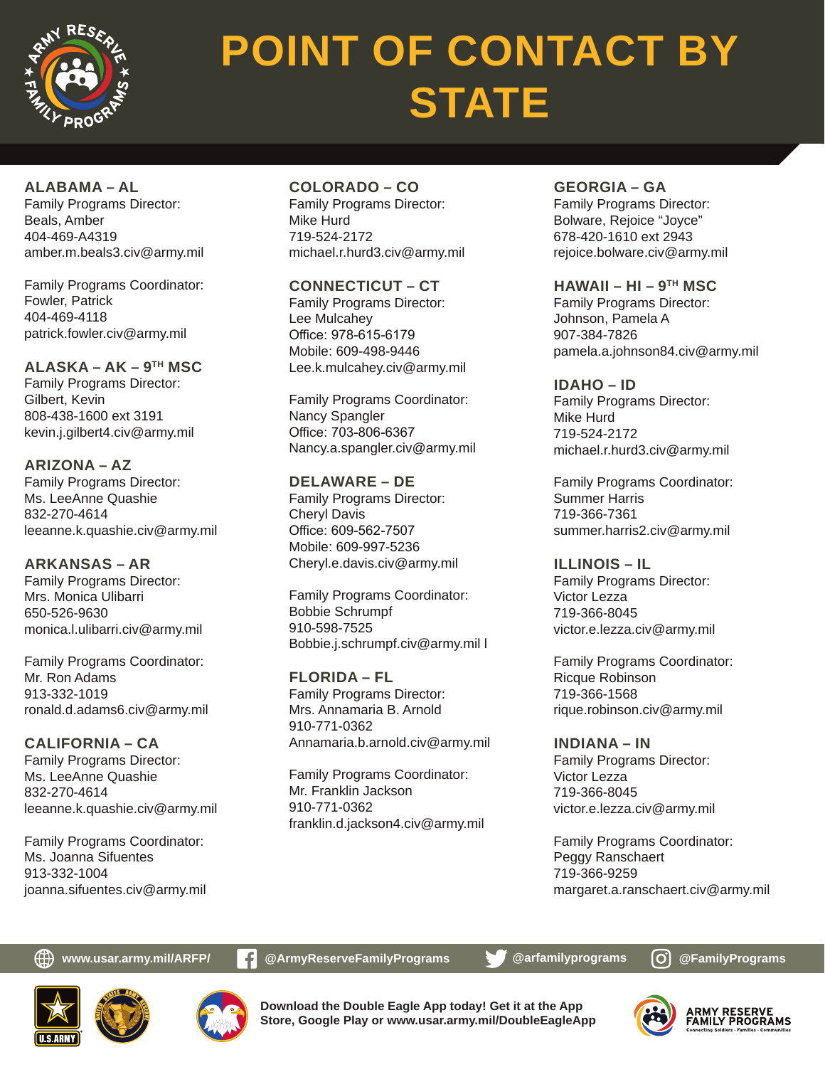# POINT OF CONTACT BY STATE

## ALABAMA – AL

Family Programs Director:
Beals, Amber
404-469-A4319
amber.m.beals3.civ@army.mil

Family Programs Coordinator:
Fowler, Patrick
404-469-4118
patrick.fowler.civ@army.mil

## ALASKA – AK – 9TH MSC

Family Programs Director:
Gilbert, Kevin
808-438-1600 ext 3191
kevin.j.gilbert4.civ@army.mil

## ARIZONA – AZ

Family Programs Director:
Ms. LeeAnne Quashie
832-270-4614
leeanne.k.quashie.civ@army.mil

## ARKANSAS – AR

Family Programs Director:
Mrs. Monica Ulibarri
650-526-9630
monica.l.ulibarri.civ@army.mil

Family Programs Coordinator:
Mr. Ron Adams
913-332-1019
ronald.d.adams6.civ@army.mil

## CALIFORNIA – CA

Family Programs Director:
Ms. LeeAnne Quashie
832-270-4614
leeanne.k.quashie.civ@army.mil

Family Programs Coordinator:
Ms. Joanna Sifuentes
913-332-1004
joanna.sifuentes.civ@army.mil

## COLORADO – CO

Family Programs Director:
Mike Hurd
719-524-2172
michael.r.hurd3.civ@army.mil

## CONNECTICUT – CT

Family Programs Director:
Lee Mulcahey
Office: 978-615-6179
Mobile: 609-498-9446
Lee.k.mulcahey.civ@army.mil

Family Programs Coordinator:
Nancy Spangler
Office: 703-806-6367
Nancy.a.spangler.civ@army.mil

## DELAWARE – DE

Family Programs Director:
Cheryl Davis
Office: 609-562-7507
Mobile: 609-997-5236
Cheryl.e.davis.civ@army.mil

Family Programs Coordinator:
Bobbie Schrumpf
910-598-7525
Bobbie.j.schrumpf.civ@army.mil l

## FLORIDA – FL

Family Programs Director:
Mrs. Annamaria B. Arnold
910-771-0362
Annamaria.b.arnold.civ@army.mil

Family Programs Coordinator:
Mr. Franklin Jackson
910-771-0362
franklin.d.jackson4.civ@army.mil

## GEORGIA – GA

Family Programs Director:
Bolware, Rejoice "Joyce"
678-420-1610 ext 2943
rejoice.bolware.civ@army.mil

## HAWAII – HI – 9TH MSC

Family Programs Director:
Johnson, Pamela A
907-384-7826
pamela.a.johnson84.civ@army.mil

## IDAHO – ID

Family Programs Director:
Mike Hurd
719-524-2172
michael.r.hurd3.civ@army.mil

Family Programs Coordinator:
Summer Harris
719-366-7361
summer.harris2.civ@army.mil

## ILLINOIS – IL

Family Programs Director:
Victor Lezza
719-366-8045
victor.e.lezza.civ@army.mil

Family Programs Coordinator:
Ricque Robinson
719-366-1568
rique.robinson.civ@army.mil

## INDIANA – IN

Family Programs Director:
Victor Lezza
719-366-8045
victor.e.lezza.civ@army.mil

Family Programs Coordinator:
Peggy Ranschaert
719-366-9259
margaret.a.ranschaert.civ@army.mil

www.usar.army.mil/ARFP/ | @ArmyReserveFamilyPrograms | @arfamilyprograms | @FamilyPrograms

**Download the Double Eagle App today! Get it at the App Store, Google Play or www.usar.army.mil/DoubleEagleApp**

ARMY RESERVE FAMILY PROGRAMS
Connecting Soldiers · Families · Communities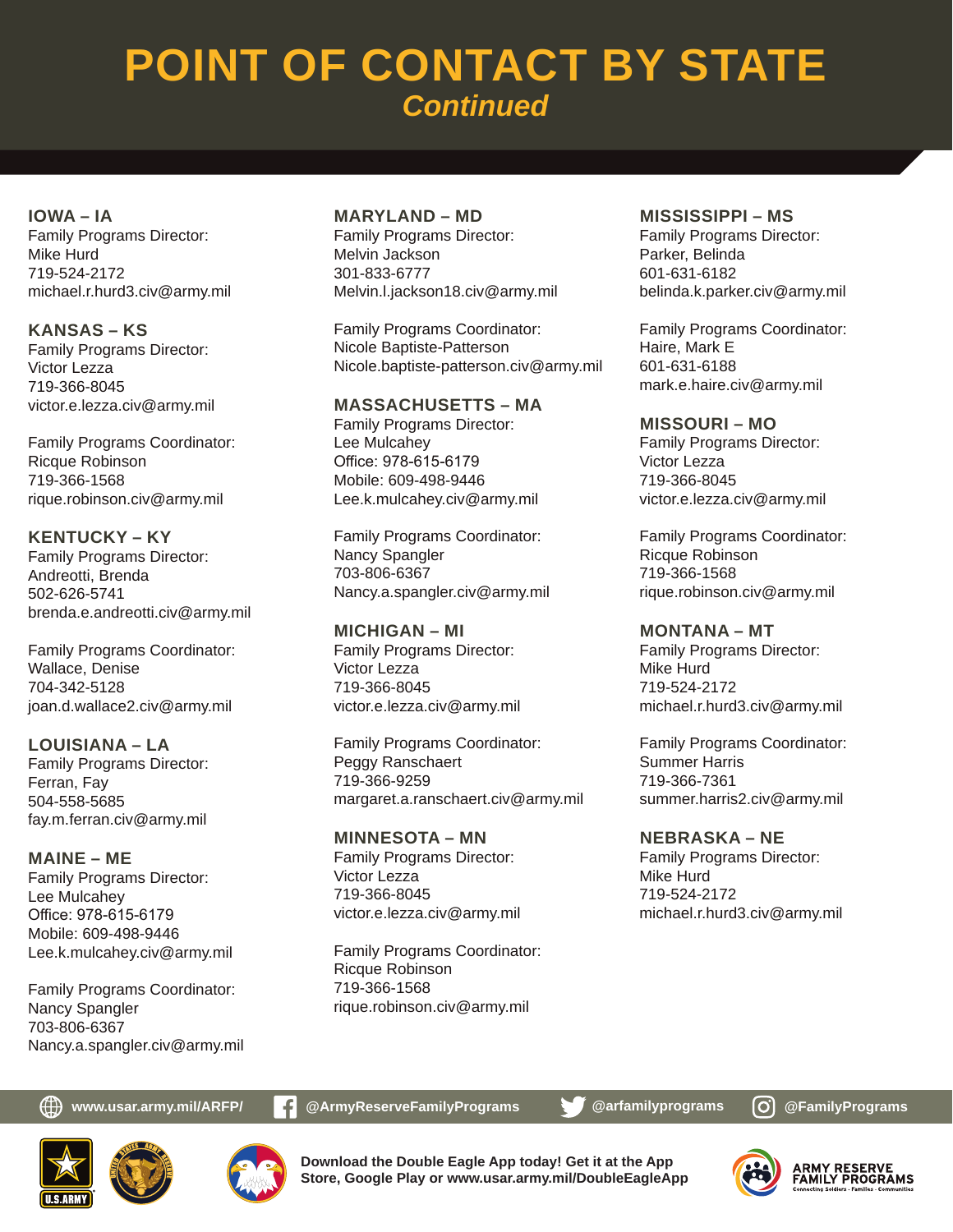# POINT OF CONTACT BY STATE

*Continued*

## IOWA – IA

Family Programs Director:
Mike Hurd
719-524-2172
michael.r.hurd3.civ@army.mil

## KANSAS – KS

Family Programs Director:
Victor Lezza
719-366-8045
victor.e.lezza.civ@army.mil

Family Programs Coordinator:
Ricque Robinson
719-366-1568
rique.robinson.civ@army.mil

## KENTUCKY – KY

Family Programs Director:
Andreotti, Brenda
502-626-5741
brenda.e.andreotti.civ@army.mil

Family Programs Coordinator:
Wallace, Denise
704-342-5128
joan.d.wallace2.civ@army.mil

## LOUISIANA – LA

Family Programs Director:
Ferran, Fay
504-558-5685
fay.m.ferran.civ@army.mil

## MAINE – ME

Family Programs Director:
Lee Mulcahey
Office: 978-615-6179
Mobile: 609-498-9446
Lee.k.mulcahey.civ@army.mil

Family Programs Coordinator:
Nancy Spangler
703-806-6367
Nancy.a.spangler.civ@army.mil

## MARYLAND – MD

Family Programs Director:
Melvin Jackson
301-833-6777
Melvin.l.jackson18.civ@army.mil

Family Programs Coordinator:
Nicole Baptiste-Patterson
Nicole.baptiste-patterson.civ@army.mil

## MASSACHUSETTS – MA

Family Programs Director:
Lee Mulcahey
Office: 978-615-6179
Mobile: 609-498-9446
Lee.k.mulcahey.civ@army.mil

Family Programs Coordinator:
Nancy Spangler
703-806-6367
Nancy.a.spangler.civ@army.mil

## MICHIGAN – MI

Family Programs Director:
Victor Lezza
719-366-8045
victor.e.lezza.civ@army.mil

Family Programs Coordinator:
Peggy Ranschaert
719-366-9259
margaret.a.ranschaert.civ@army.mil

## MINNESOTA – MN

Family Programs Director:
Victor Lezza
719-366-8045
victor.e.lezza.civ@army.mil

Family Programs Coordinator:
Ricque Robinson
719-366-1568
rique.robinson.civ@army.mil

## MISSISSIPPI – MS

Family Programs Director:
Parker, Belinda
601-631-6182
belinda.k.parker.civ@army.mil

Family Programs Coordinator:
Haire, Mark E
601-631-6188
mark.e.haire.civ@army.mil

## MISSOURI – MO

Family Programs Director:
Victor Lezza
719-366-8045
victor.e.lezza.civ@army.mil

Family Programs Coordinator:
Ricque Robinson
719-366-1568
rique.robinson.civ@army.mil

## MONTANA – MT

Family Programs Director:
Mike Hurd
719-524-2172
michael.r.hurd3.civ@army.mil

Family Programs Coordinator:
Summer Harris
719-366-7361
summer.harris2.civ@army.mil

## NEBRASKA – NE

Family Programs Director:
Mike Hurd
719-524-2172
michael.r.hurd3.civ@army.mil

www.usar.army.mil/ARFP/ | @ArmyReserveFamilyPrograms | @arfamilyprograms | @FamilyPrograms

**Download the Double Eagle App today! Get it at the App Store, Google Play or www.usar.army.mil/DoubleEagleApp**

ARMY RESERVE FAMILY PROGRAMS
Connecting Soldiers · Families · Communities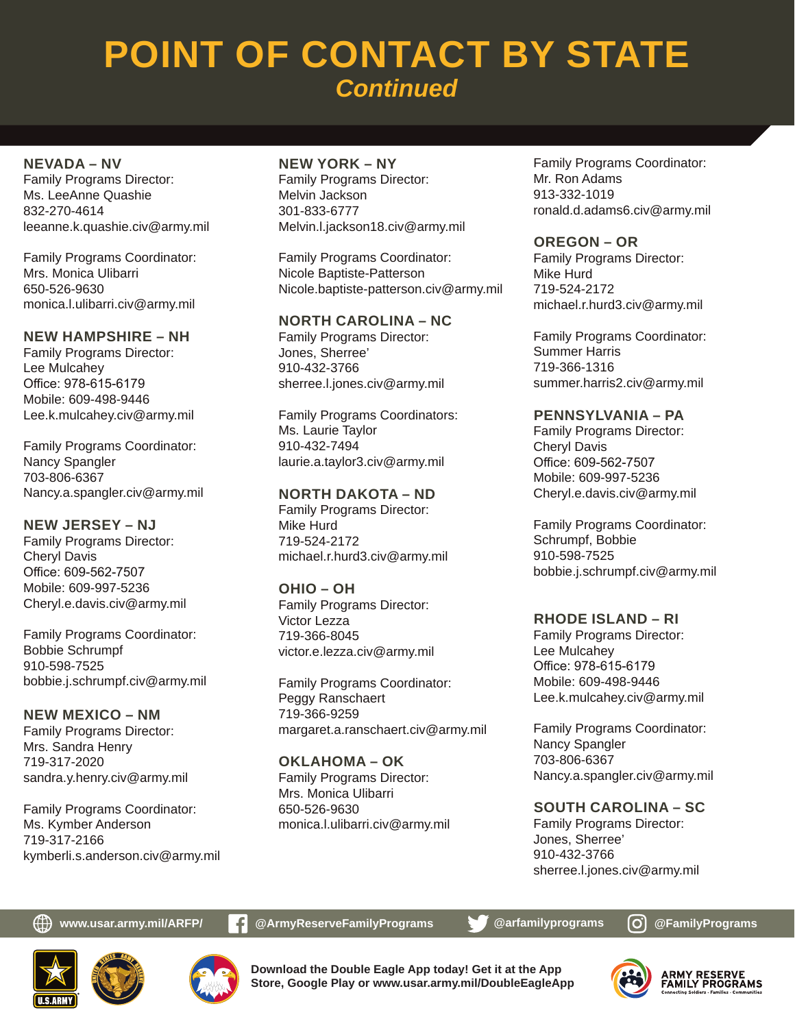# POINT OF CONTACT BY STATE

*Continued*

## NEVADA – NV

Family Programs Director:
Ms. LeeAnne Quashie
832-270-4614
leeanne.k.quashie.civ@army.mil

Family Programs Coordinator:
Mrs. Monica Ulibarri
650-526-9630
monica.l.ulibarri.civ@army.mil

## NEW HAMPSHIRE – NH

Family Programs Director:
Lee Mulcahey
Office: 978-615-6179
Mobile: 609-498-9446
Lee.k.mulcahey.civ@army.mil

Family Programs Coordinator:
Nancy Spangler
703-806-6367
Nancy.a.spangler.civ@army.mil

## NEW JERSEY – NJ

Family Programs Director:
Cheryl Davis
Office: 609-562-7507
Mobile: 609-997-5236
Cheryl.e.davis.civ@army.mil

Family Programs Coordinator:
Bobbie Schrumpf
910-598-7525
bobbie.j.schrumpf.civ@army.mil

## NEW MEXICO – NM

Family Programs Director:
Mrs. Sandra Henry
719-317-2020
sandra.y.henry.civ@army.mil

Family Programs Coordinator:
Ms. Kymber Anderson
719-317-2166
kymberli.s.anderson.civ@army.mil

## NEW YORK – NY

Family Programs Director:
Melvin Jackson
301-833-6777
Melvin.l.jackson18.civ@army.mil

Family Programs Coordinator:
Nicole Baptiste-Patterson
Nicole.baptiste-patterson.civ@army.mil

## NORTH CAROLINA – NC

Family Programs Director:
Jones, Sherree'
910-432-3766
sherree.l.jones.civ@army.mil

Family Programs Coordinators:
Ms. Laurie Taylor
910-432-7494
laurie.a.taylor3.civ@army.mil

## NORTH DAKOTA – ND

Family Programs Director:
Mike Hurd
719-524-2172
michael.r.hurd3.civ@army.mil

## OHIO – OH

Family Programs Director:
Victor Lezza
719-366-8045
victor.e.lezza.civ@army.mil

Family Programs Coordinator:
Peggy Ranschaert
719-366-9259
margaret.a.ranschaert.civ@army.mil

## OKLAHOMA – OK

Family Programs Director:
Mrs. Monica Ulibarri
650-526-9630
monica.l.ulibarri.civ@army.mil

Family Programs Coordinator:
Mr. Ron Adams
913-332-1019
ronald.d.adams6.civ@army.mil

## OREGON – OR

Family Programs Director:
Mike Hurd
719-524-2172
michael.r.hurd3.civ@army.mil

Family Programs Coordinator:
Summer Harris
719-366-1316
summer.harris2.civ@army.mil

## PENNSYLVANIA – PA

Family Programs Director:
Cheryl Davis
Office: 609-562-7507
Mobile: 609-997-5236
Cheryl.e.davis.civ@army.mil

Family Programs Coordinator:
Schrumpf, Bobbie
910-598-7525
bobbie.j.schrumpf.civ@army.mil

## RHODE ISLAND – RI

Family Programs Director:
Lee Mulcahey
Office: 978-615-6179
Mobile: 609-498-9446
Lee.k.mulcahey.civ@army.mil

Family Programs Coordinator:
Nancy Spangler
703-806-6367
Nancy.a.spangler.civ@army.mil

## SOUTH CAROLINA – SC

Family Programs Director:
Jones, Sherree'
910-432-3766
sherree.l.jones.civ@army.mil

www.usar.army.mil/ARFP/ | @ArmyReserveFamilyPrograms | @arfamilyprograms | @FamilyPrograms

**Download the Double Eagle App today! Get it at the App Store, Google Play or www.usar.army.mil/DoubleEagleApp**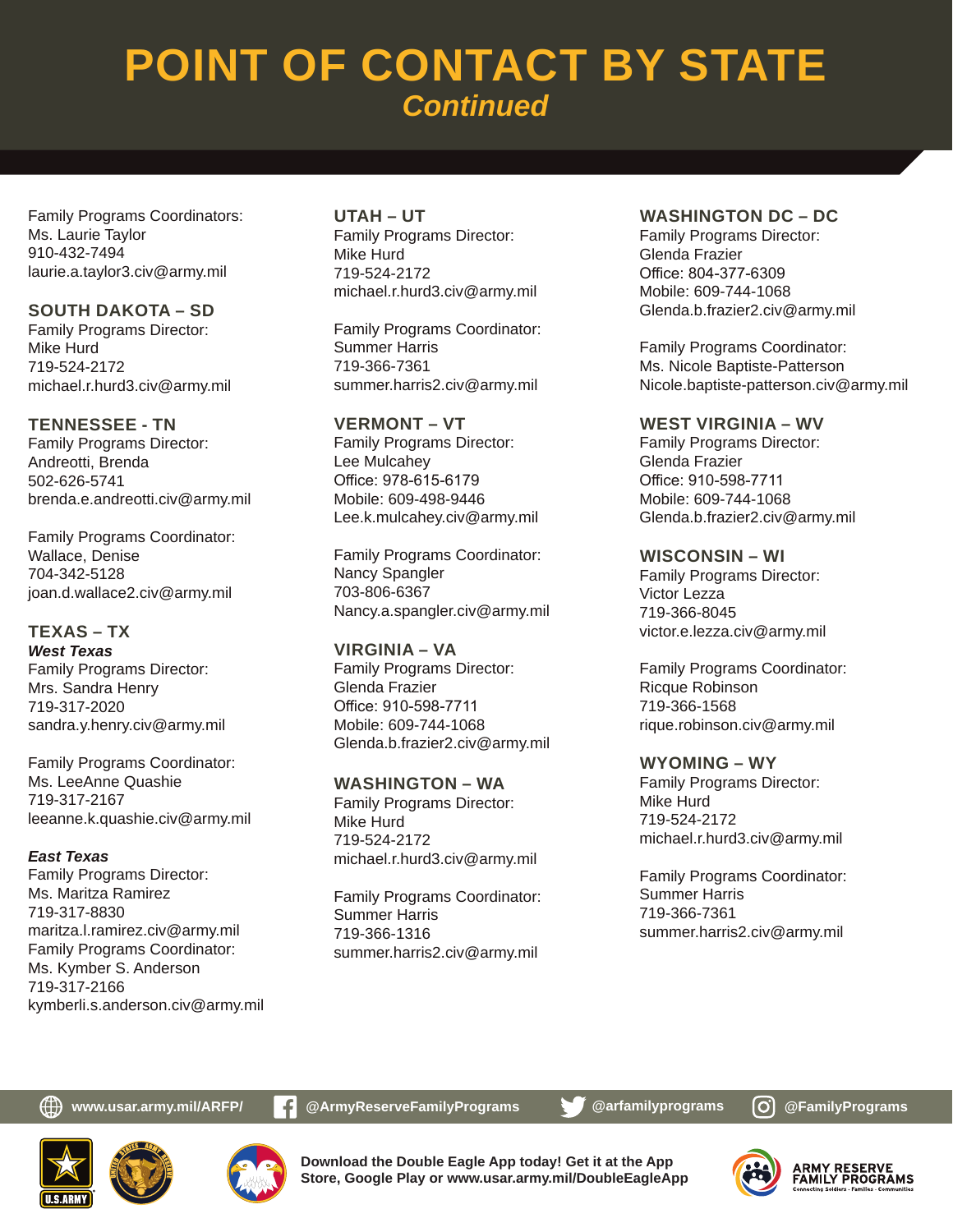# POINT OF CONTACT BY STATE

*Continued*

Family Programs Coordinators:
Ms. Laurie Taylor
910-432-7494
laurie.a.taylor3.civ@army.mil

## SOUTH DAKOTA – SD

Family Programs Director:
Mike Hurd
719-524-2172
michael.r.hurd3.civ@army.mil

## TENNESSEE - TN

Family Programs Director:
Andreotti, Brenda
502-626-5741
brenda.e.andreotti.civ@army.mil

Family Programs Coordinator:
Wallace, Denise
704-342-5128
joan.d.wallace2.civ@army.mil

## TEXAS – TX

***West Texas***

Family Programs Director:
Mrs. Sandra Henry
719-317-2020
sandra.y.henry.civ@army.mil

Family Programs Coordinator:
Ms. LeeAnne Quashie
719-317-2167
leeanne.k.quashie.civ@army.mil

***East Texas***

Family Programs Director:
Ms. Maritza Ramirez
719-317-8830
maritza.l.ramirez.civ@army.mil
Family Programs Coordinator:
Ms. Kymber S. Anderson
719-317-2166
kymberli.s.anderson.civ@army.mil

## UTAH – UT

Family Programs Director:
Mike Hurd
719-524-2172
michael.r.hurd3.civ@army.mil

Family Programs Coordinator:
Summer Harris
719-366-7361
summer.harris2.civ@army.mil

## VERMONT – VT

Family Programs Director:
Lee Mulcahey
Office: 978-615-6179
Mobile: 609-498-9446
Lee.k.mulcahey.civ@army.mil

Family Programs Coordinator:
Nancy Spangler
703-806-6367
Nancy.a.spangler.civ@army.mil

## VIRGINIA – VA

Family Programs Director:
Glenda Frazier
Office: 910-598-7711
Mobile: 609-744-1068
Glenda.b.frazier2.civ@army.mil

## WASHINGTON – WA

Family Programs Director:
Mike Hurd
719-524-2172
michael.r.hurd3.civ@army.mil

Family Programs Coordinator:
Summer Harris
719-366-1316
summer.harris2.civ@army.mil

## WASHINGTON DC – DC

Family Programs Director:
Glenda Frazier
Office: 804-377-6309
Mobile: 609-744-1068
Glenda.b.frazier2.civ@army.mil

Family Programs Coordinator:
Ms. Nicole Baptiste-Patterson
Nicole.baptiste-patterson.civ@army.mil

## WEST VIRGINIA – WV

Family Programs Director:
Glenda Frazier
Office: 910-598-7711
Mobile: 609-744-1068
Glenda.b.frazier2.civ@army.mil

## WISCONSIN – WI

Family Programs Director:
Victor Lezza
719-366-8045
victor.e.lezza.civ@army.mil

Family Programs Coordinator:
Ricque Robinson
719-366-1568
rique.robinson.civ@army.mil

## WYOMING – WY

Family Programs Director:
Mike Hurd
719-524-2172
michael.r.hurd3.civ@army.mil

Family Programs Coordinator:
Summer Harris
719-366-7361
summer.harris2.civ@army.mil

www.usar.army.mil/ARFP/ | @ArmyReserveFamilyPrograms | @arfamilyprograms | @FamilyPrograms

**Download the Double Eagle App today! Get it at the App Store, Google Play or www.usar.army.mil/DoubleEagleApp**

**ARMY RESERVE FAMILY PROGRAMS**
Connecting Soldiers · Families · Communities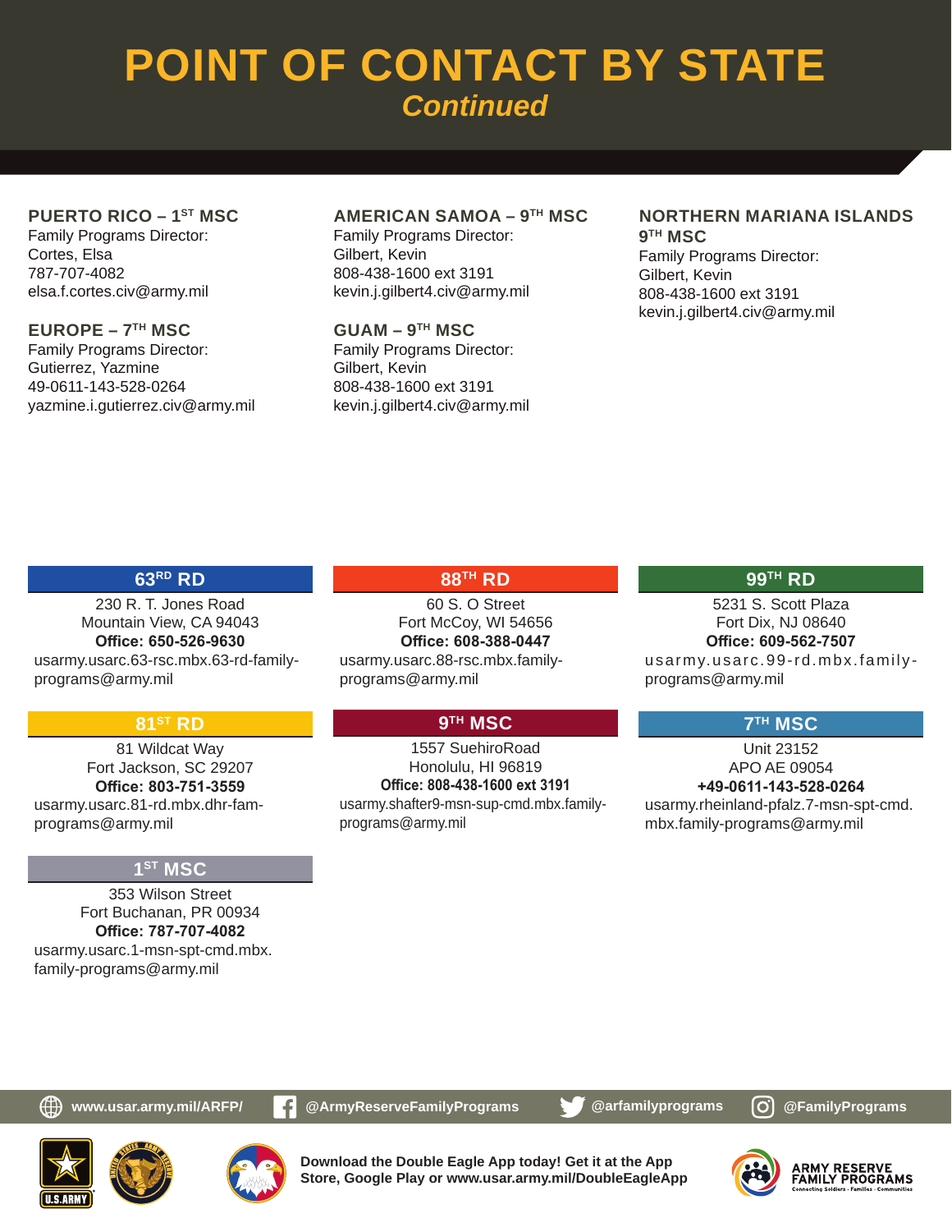# POINT OF CONTACT BY STATE

*Continued*

**PUERTO RICO – 1ST MSC**
Family Programs Director:
Cortes, Elsa
787-707-4082
elsa.f.cortes.civ@army.mil

**EUROPE – 7TH MSC**
Family Programs Director:
Gutierrez, Yazmine
49-0611-143-528-0264
yazmine.i.gutierrez.civ@army.mil

**AMERICAN SAMOA – 9TH MSC**
Family Programs Director:
Gilbert, Kevin
808-438-1600 ext 3191
kevin.j.gilbert4.civ@army.mil

**GUAM – 9TH MSC**
Family Programs Director:
Gilbert, Kevin
808-438-1600 ext 3191
kevin.j.gilbert4.civ@army.mil

**NORTHERN MARIANA ISLANDS 9TH MSC**
Family Programs Director:
Gilbert, Kevin
808-438-1600 ext 3191
kevin.j.gilbert4.civ@army.mil

**63RD RD**
230 R. T. Jones Road
Mountain View, CA 94043
**Office: 650-526-9630**
usarmy.usarc.63-rsc.mbx.63-rd-family-programs@army.mil

**88TH RD**
60 S. O Street
Fort McCoy, WI 54656
**Office: 608-388-0447**
usarmy.usarc.88-rsc.mbx.family-programs@army.mil

**99TH RD**
5231 S. Scott Plaza
Fort Dix, NJ 08640
**Office: 609-562-7507**
usarmy.usarc.99-rd.mbx.family-programs@army.mil

**81ST RD**
81 Wildcat Way
Fort Jackson, SC 29207
**Office: 803-751-3559**
usarmy.usarc.81-rd.mbx.dhr-fam-programs@army.mil

**9TH MSC**
1557 SuehiroRoad
Honolulu, HI 96819
**Office: 808-438-1600 ext 3191**
usarmy.shafter9-msn-sup-cmd.mbx.family-programs@army.mil

**7TH MSC**
Unit 23152
APO AE 09054
**+49-0611-143-528-0264**
usarmy.rheinland-pfalz.7-msn-spt-cmd.mbx.family-programs@army.mil

**1ST MSC**
353 Wilson Street
Fort Buchanan, PR 00934
**Office: 787-707-4082**
usarmy.usarc.1-msn-spt-cmd.mbx.family-programs@army.mil

www.usar.army.mil/ARFP/ | @ArmyReserveFamilyPrograms | @arfamilyprograms | @FamilyPrograms

**Download the Double Eagle App today! Get it at the App Store, Google Play or www.usar.army.mil/DoubleEagleApp**

ARMY RESERVE FAMILY PROGRAMS
Connecting Soldiers · Families · Communities